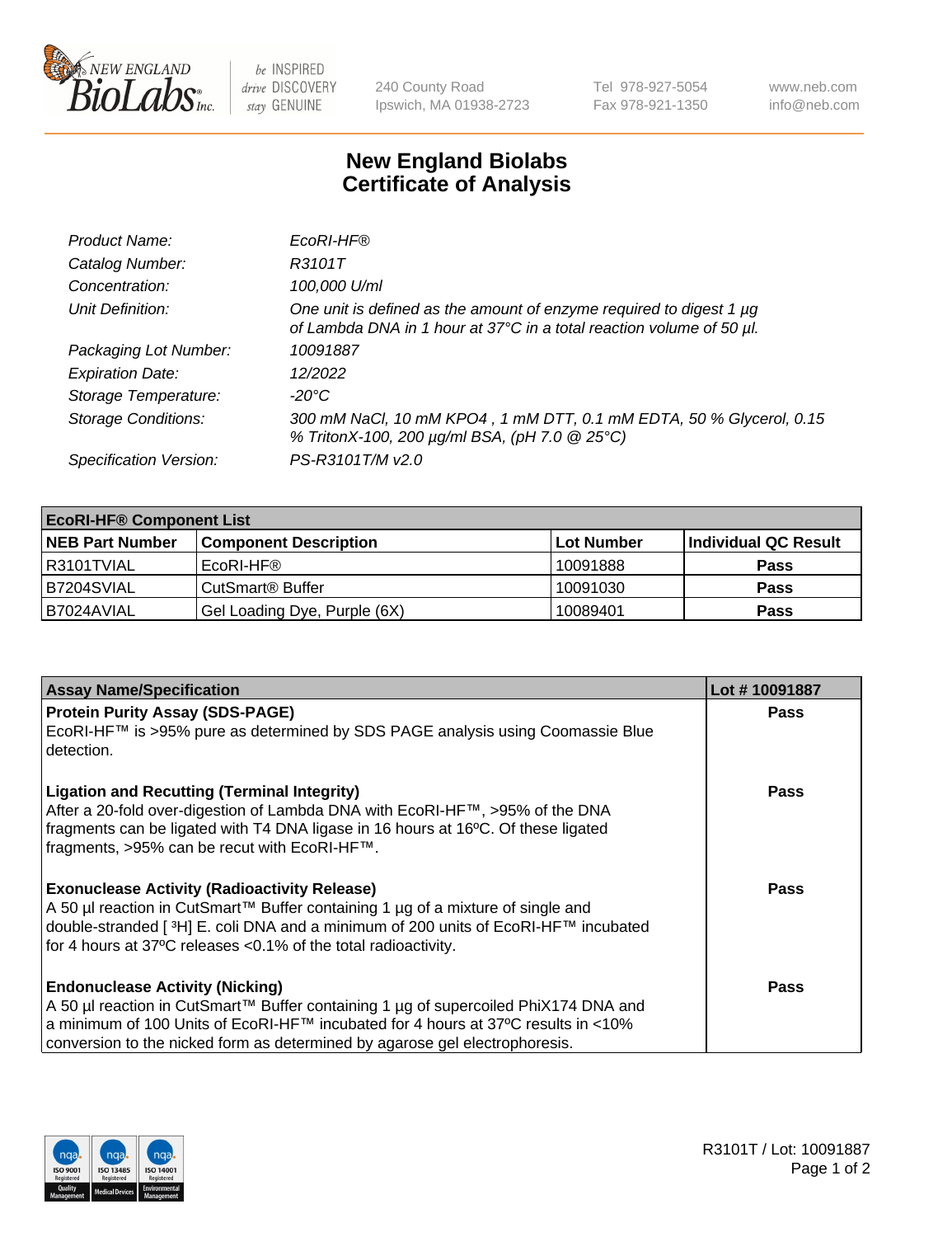New England BioLabs Inc. — be INSPIRED drive DISCOVERY stay GENUINE

240 County Road
Ipswich, MA 01938-2723

Tel 978-927-5054
Fax 978-921-1350

www.neb.com
info@neb.com

# New England Biolabs
# Certificate of Analysis

| | |
|---|---|
| *Product Name:* | *EcoRI-HF®* |
| *Catalog Number:* | *R3101T* |
| *Concentration:* | *100,000 U/ml* |
| *Unit Definition:* | *One unit is defined as the amount of enzyme required to digest 1 µg of Lambda DNA in 1 hour at 37°C in a total reaction volume of 50 µl.* |
| *Packaging Lot Number:* | *10091887* |
| *Expiration Date:* | *12/2022* |
| *Storage Temperature:* | *-20°C* |
| *Storage Conditions:* | *300 mM NaCl, 10 mM KPO4 , 1 mM DTT, 0.1 mM EDTA, 50 % Glycerol, 0.15 % TritonX-100, 200 µg/ml BSA, (pH 7.0 @ 25°C)* |
| *Specification Version:* | *PS-R3101T/M v2.0* |

| **EcoRI-HF® Component List** | | | |
|---|---|---|---|
| **NEB Part Number** | **Component Description** | **Lot Number** | **Individual QC Result** |
| R3101TVIAL | EcoRI-HF® | 10091888 | **Pass** |
| B7204SVIAL | CutSmart® Buffer | 10091030 | **Pass** |
| B7024AVIAL | Gel Loading Dye, Purple (6X) | 10089401 | **Pass** |

| **Assay Name/Specification** | **Lot # 10091887** |
|---|---|
| **Protein Purity Assay (SDS-PAGE)** EcoRI-HF™ is >95% pure as determined by SDS PAGE analysis using Coomassie Blue detection. | **Pass** |
| **Ligation and Recutting (Terminal Integrity)** After a 20-fold over-digestion of Lambda DNA with EcoRI-HF™, >95% of the DNA fragments can be ligated with T4 DNA ligase in 16 hours at 16ºC. Of these ligated fragments, >95% can be recut with EcoRI-HF™. | **Pass** |
| **Exonuclease Activity (Radioactivity Release)** A 50 µl reaction in CutSmart™ Buffer containing 1 µg of a mixture of single and double-stranded [ $^3$H] E. coli DNA and a minimum of 200 units of EcoRI-HF™ incubated for 4 hours at 37ºC releases <0.1% of the total radioactivity. | **Pass** |
| **Endonuclease Activity (Nicking)** A 50 µl reaction in CutSmart™ Buffer containing 1 µg of supercoiled PhiX174 DNA and a minimum of 100 Units of EcoRI-HF™ incubated for 4 hours at 37ºC results in <10% conversion to the nicked form as determined by agarose gel electrophoresis. | **Pass** |

R3101T / Lot: 10091887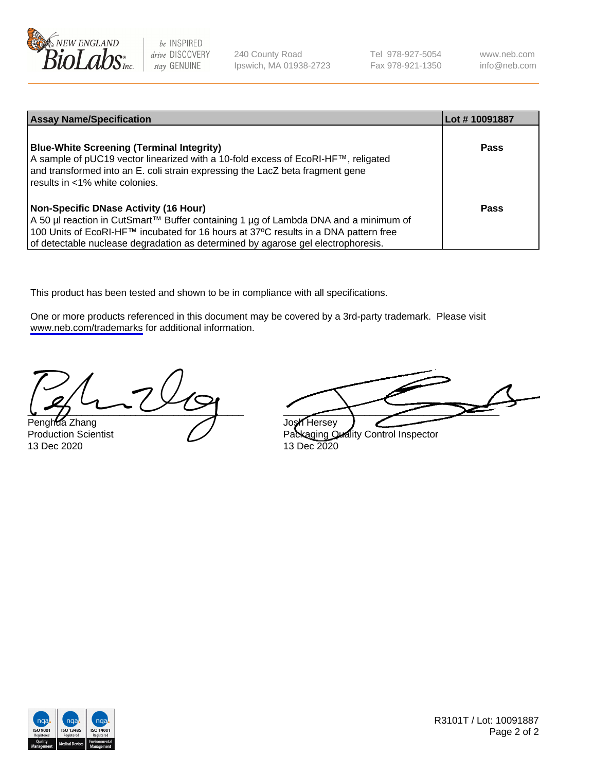240 County Road
Ipswich, MA 01938-2723

Tel 978-927-5054
Fax 978-921-1350

www.neb.com
info@neb.com

| Assay Name/Specification | Lot # 10091887 |
| --- | --- |
| **Blue-White Screening (Terminal Integrity)**<br>A sample of pUC19 vector linearized with a 10-fold excess of EcoRI-HF™, religated and transformed into an E. coli strain expressing the LacZ beta fragment gene results in <1% white colonies. | **Pass** |
| **Non-Specific DNase Activity (16 Hour)**<br>A 50 µl reaction in CutSmart™ Buffer containing 1 µg of Lambda DNA and a minimum of 100 Units of EcoRI-HF™ incubated for 16 hours at 37ºC results in a DNA pattern free of detectable nuclease degradation as determined by agarose gel electrophoresis. | **Pass** |

This product has been tested and shown to be in compliance with all specifications.

One or more products referenced in this document may be covered by a 3rd-party trademark. Please visit www.neb.com/trademarks for additional information.

Penghua Zhang
Production Scientist
13 Dec 2020

Josh Hersey
Packaging Quality Control Inspector
13 Dec 2020

R3101T / Lot: 10091887